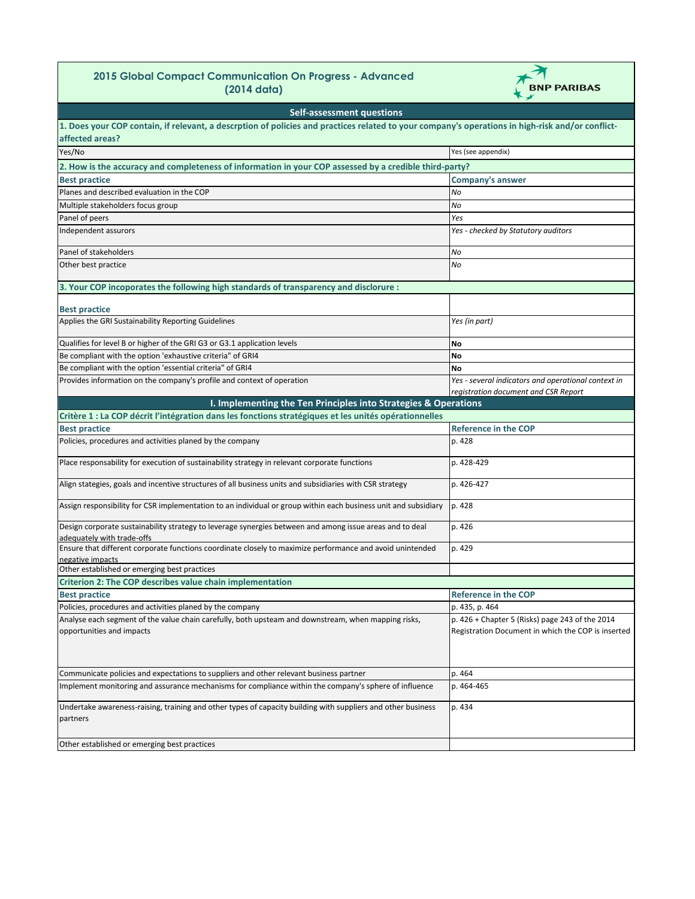# 2015 Global Compact Communication On Progress - Advanced (2014 data)

BNP PARIBAS

## Self-assessment questions

| 1. Does your COP contain, if relevant, a descrption of policies and practices related to your company's operations in high-risk and/or conflict-affected areas? | |
|---|---|
| Yes/No | Yes (see appendix) |

| 2. How is the accuracy and completeness of information in your COP assessed by a credible third-party? | |
|---|---|
| **Best practice** | **Company's answer** |
| Planes and described evaluation in the COP | *No* |
| Multiple stakeholders focus group | *No* |
| Panel of peers | *Yes* |
| Independent assurors | *Yes - checked by Statutory auditors* |
| Panel of stakeholders | *No* |
| Other best practice | *No* |

| 3. Your COP incoporates the following high standards of transparency and disclorure : | |
|---|---|
| **Best practice** | |
| Applies the GRI Sustainability Reporting Guidelines | *Yes (in part)* |
| Qualifies for level B or higher of the GRI G3 or G3.1 application levels | **No** |
| Be compliant with the option 'exhaustive criteria" of GRI4 | **No** |
| Be compliant with the option 'essential criteria" of GRI4 | **No** |
| Provides information on the company's profile and context of operation | *Yes - several indicators and operational context in registration document and CSR Report* |

## I. Implementing the Ten Principles into Strategies & Operations

| Critère 1 : La COP décrit l'intégration dans les fonctions stratégiques et les unités opérationnelles | |
|---|---|
| **Best practice** | **Reference in the COP** |
| Policies, procedures and activities planed by the company | p. 428 |
| Place responsability for execution of sustainability strategy in relevant corporate functions | p. 428-429 |
| Align stategies, goals and incentive structures of all business units and subsidiaries with CSR strategy | p. 426-427 |
| Assign responsibility for CSR implementation to an individual or group within each business unit and subsidiary | p. 428 |
| Design corporate sustainability strategy to leverage synergies between and among issue areas and to deal adequately with trade-offs | p. 426 |
| Ensure that different corporate functions coordinate closely to maximize performance and avoid unintended negative impacts | p. 429 |
| Other established or emerging best practices | |

| Criterion 2: The COP describes value chain implementation | |
|---|---|
| **Best practice** | **Reference in the COP** |
| Policies, procedures and activities planed by the company | p. 435, p. 464 |
| Analyse each segment of the value chain carefully, both upsteam and downstream, when mapping risks, opportunities and impacts | p. 426 + Chapter 5 (Risks) page 243 of the 2014 Registration Document in which the COP is inserted |
| Communicate policies and expectations to suppliers and other relevant business partner | p. 464 |
| Implement monitoring and assurance mechanisms for compliance within the company's sphere of influence | p. 464-465 |
| Undertake awareness-raising, training and other types of capacity building with suppliers and other business partners | p. 434 |
| Other established or emerging best practices | |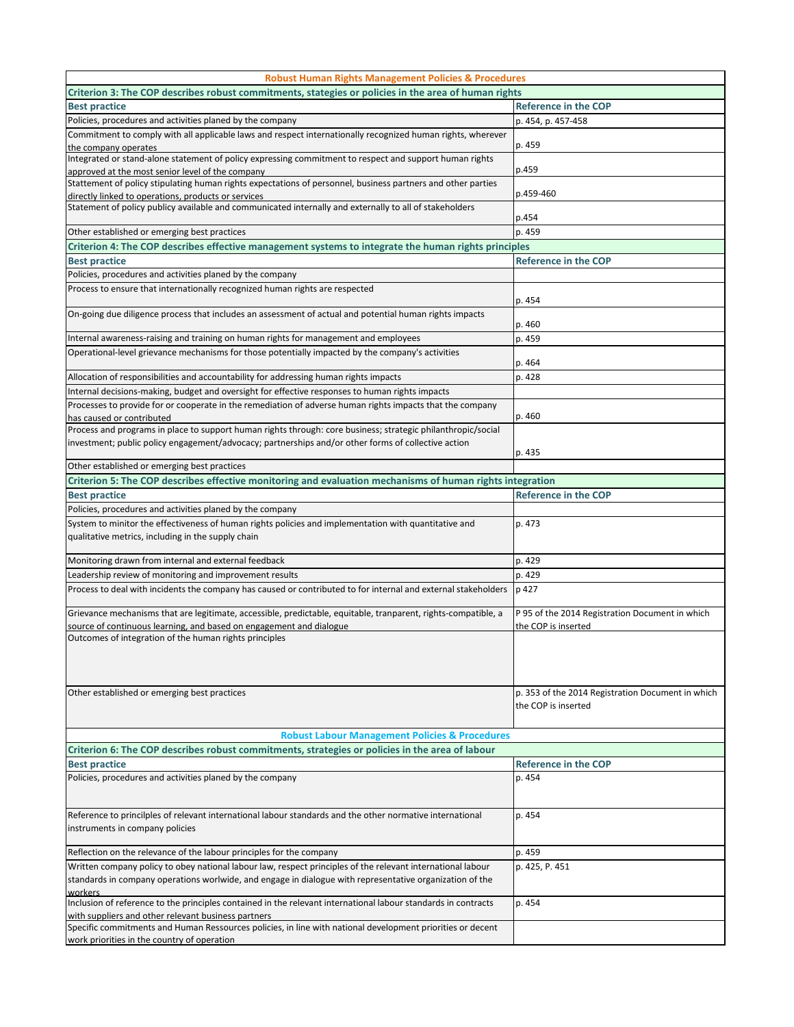| Robust Human Rights Management Policies & Procedures | |
|---|---|
| **Criterion 3: The COP describes robust commitments, stategies or policies in the area of human rights** | |
| **Best practice** | **Reference in the COP** |
| Policies, procedures and activities planed by the company | p. 454, p. 457-458 |
| Commitment to comply with all applicable laws and respect internationally recognized human rights, wherever the company operates | p. 459 |
| Integrated or stand-alone statement of policy expressing commitment to respect and support human rights approved at the most senior level of the company | p.459 |
| Stattement of policy stipulating human rights expectations of personnel, business partners and other parties directly linked to operations, products or services | p.459-460 |
| Statement of policy publicy available and communicated internally and externally to all of stakeholders | p.454 |
| Other established or emerging best practices | p. 459 |
| **Criterion 4: The COP describes effective management systems to integrate the human rights principles** | |
| **Best practice** | **Reference in the COP** |
| Policies, procedures and activities planed by the company | |
| Process to ensure that internationally recognized human rights are respected | p. 454 |
| On-going due diligence process that includes an assessment of actual and potential human rights impacts | p. 460 |
| Internal awareness-raising and training on human rights for management and employees | p. 459 |
| Operational-level grievance mechanisms for those potentially impacted by the company's activities | p. 464 |
| Allocation of responsibilities and accountability for addressing human rights impacts | p. 428 |
| Internal decisions-making, budget and oversight for effective responses to human rights impacts | |
| Processes to provide for or cooperate in the remediation of adverse human rights impacts that the company has caused or contributed | p. 460 |
| Process and programs in place to support human rights through: core business; strategic philanthropic/social investment; public policy engagement/advocacy; partnerships and/or other forms of collective action | p. 435 |
| Other established or emerging best practices | |
| **Criterion 5: The COP describes effective monitoring and evaluation mechanisms of human rights integration** | |
| **Best practice** | **Reference in the COP** |
| Policies, procedures and activities planed by the company | |
| System to minitor the effectiveness of human rights policies and implementation with quantitative and qualitative metrics, including in the supply chain | p. 473 |
| Monitoring drawn from internal and external feedback | p. 429 |
| Leadership review of monitoring and improvement results | p. 429 |
| Process to deal with incidents the company has caused or contributed to for internal and external stakeholders | p 427 |
| Grievance mechanisms that are legitimate, accessible, predictable, equitable, tranparent, rights-compatible, a source of continuous learning, and based on engagement and dialogue | P 95 of the 2014 Registration Document in which the COP is inserted |
| Outcomes of integration of the human rights principles | |
| Other established or emerging best practices | p. 353 of the 2014 Registration Document in which the COP is inserted |
| **Robust Labour Management Policies & Procedures** | |
| **Criterion 6: The COP describes robust commitments, strategies or policies in the area of labour** | |
| **Best practice** | **Reference in the COP** |
| Policies, procedures and activities planed by the company | p. 454 |
| Reference to princilples of relevant international labour standards and the other normative international instruments in company policies | p. 454 |
| Reflection on the relevance of the labour principles for the company | p. 459 |
| Written company policy to obey national labour law, respect principles of the relevant international labour standards in company operations worlwide, and engage in dialogue with representative organization of the workers | p. 425, P. 451 |
| Inclusion of reference to the principles contained in the relevant international labour standards in contracts with suppliers and other relevant business partners | p. 454 |
| Specific commitments and Human Ressources policies, in line with national development priorities or decent work priorities in the country of operation | |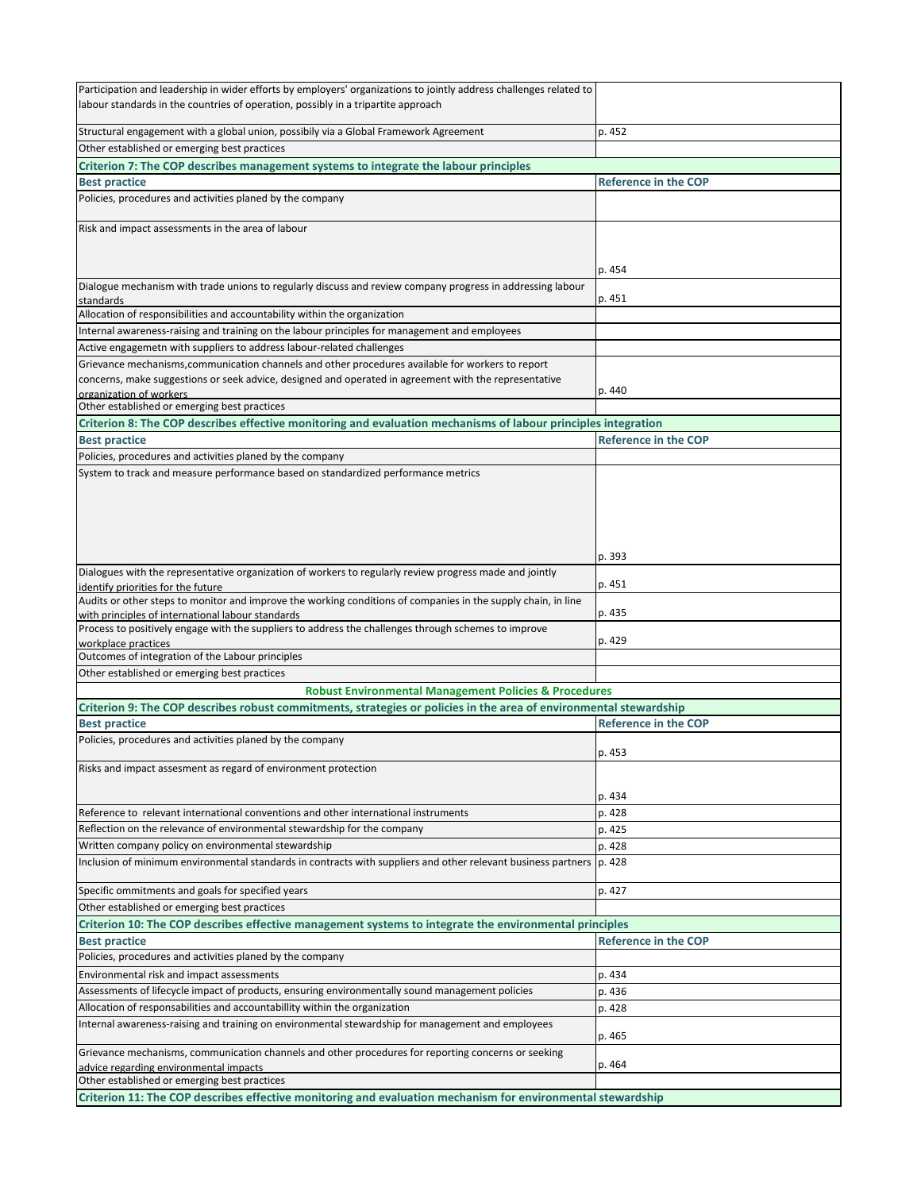| | |
|---|---|
| Participation and leadership in wider efforts by employers' organizations to jointly address challenges related to labour standards in the countries of operation, possibly in a tripartite approach | |
| Structural engagement with a global union, possibily via a Global Framework Agreement | p. 452 |
| Other established or emerging best practices | |
| **Criterion 7: The COP describes management systems to integrate the labour principles** | |
| **Best practice** | **Reference in the COP** |
| Policies, procedures and activities planed by the company | |
| Risk and impact assessments in the area of labour | p. 454 |
| Dialogue mechanism with trade unions to regularly discuss and review company progress in addressing labour standards | p. 451 |
| Allocation of responsibilities and accountability within the organization | |
| Internal awareness-raising and training on the labour principles for management and employees | |
| Active engagemetn with suppliers to address labour-related challenges | |
| Grievance mechanisms,communication channels and other procedures available for workers to report concerns, make suggestions or seek advice, designed and operated in agreement with the representative organization of workers | p. 440 |
| Other established or emerging best practices | |
| **Criterion 8: The COP describes effective monitoring and evaluation mechanisms of labour principles integration** | |
| **Best practice** | **Reference in the COP** |
| Policies, procedures and activities planed by the company | |
| System to track and measure performance based on standardized performance metrics | p. 393 |
| Dialogues with the representative organization of workers to regularly review progress made and jointly identify priorities for the future | p. 451 |
| Audits or other steps to monitor and improve the working conditions of companies in the supply chain, in line with principles of international labour standards | p. 435 |
| Process to positively engage with the suppliers to address the challenges through schemes to improve workplace practices | p. 429 |
| Outcomes of integration of the Labour principles | |
| Other established or emerging best practices | |
| **Robust Environmental Management Policies & Procedures** | |
| **Criterion 9: The COP describes robust commitments, strategies or policies in the area of environmental stewardship** | |
| **Best practice** | **Reference in the COP** |
| Policies, procedures and activities planed by the company | p. 453 |
| Risks and impact assesment as regard of environment protection | p. 434 |
| Reference to relevant international conventions and other international instruments | p. 428 |
| Reflection on the relevance of environmental stewardship for the company | p. 425 |
| Written company policy on environmental stewardship | p. 428 |
| Inclusion of minimum environmental standards in contracts with suppliers and other relevant business partners | p. 428 |
| Specific ommitments and goals for specified years | p. 427 |
| Other established or emerging best practices | |
| **Criterion 10: The COP describes effective management systems to integrate the environmental principles** | |
| **Best practice** | **Reference in the COP** |
| Policies, procedures and activities planed by the company | |
| Environmental risk and impact assessments | p. 434 |
| Assessments of lifecycle impact of products, ensuring environmentally sound management policies | p. 436 |
| Allocation of responsabilities and accountabillity within the organization | p. 428 |
| Internal awareness-raising and training on environmental stewardship for management and employees | p. 465 |
| Grievance mechanisms, communication channels and other procedures for reporting concerns or seeking advice regarding environmental impacts | p. 464 |
| Other established or emerging best practices | |
| **Criterion 11: The COP describes effective monitoring and evaluation mechanism for environmental stewardship** | |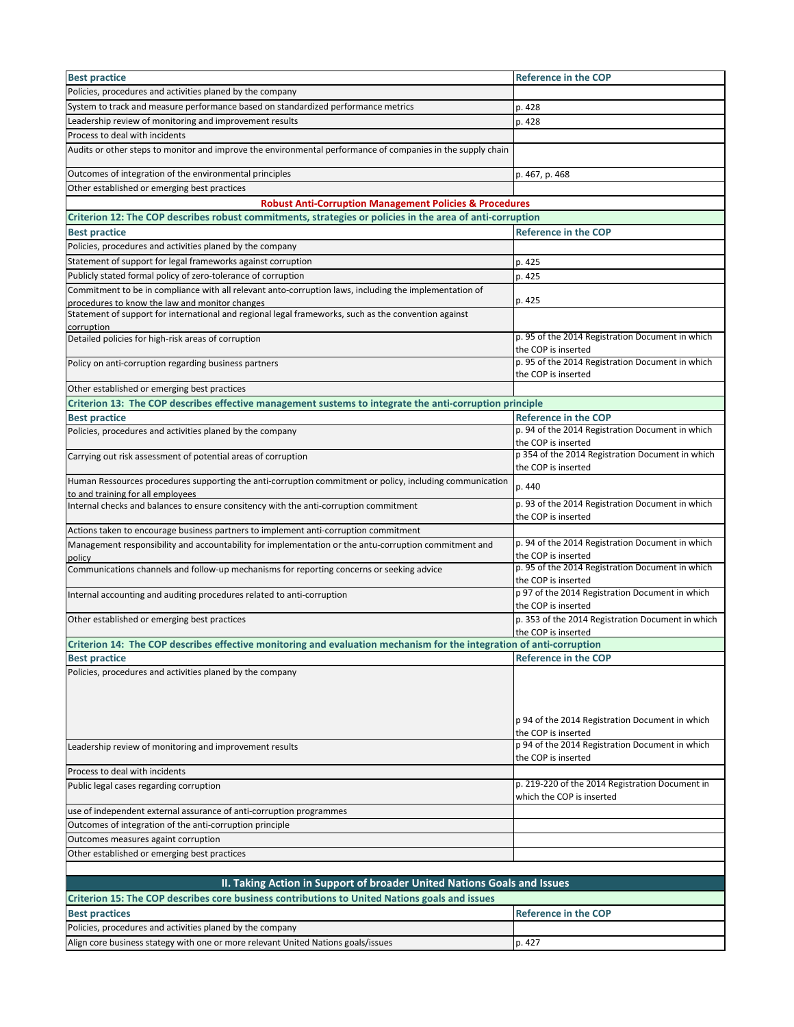| Best practice | Reference in the COP |
|---|---|
| Policies, procedures and activities planed by the company | |
| System to track and measure performance based on standardized performance metrics | p. 428 |
| Leadership review of monitoring and improvement results | p. 428 |
| Process to deal with incidents | |
| Audits or other steps to monitor and improve the environmental performance of companies in the supply chain | |
| Outcomes of integration of the environmental principles | p. 467, p. 468 |
| Other established or emerging best practices | |
| **Robust Anti-Corruption Management Policies & Procedures** | |
| **Criterion 12: The COP describes robust commitments, strategies or policies in the area of anti-corruption** | |
| **Best practice** | **Reference in the COP** |
| Policies, procedures and activities planed by the company | |
| Statement of support for legal frameworks against corruption | p. 425 |
| Publicly stated formal policy of zero-tolerance of corruption | p. 425 |
| Commitment to be in compliance with all relevant anto-corruption laws, including the implementation of procedures to know the law and monitor changes | p. 425 |
| Statement of support for international and regional legal frameworks, such as the convention against corruption | |
| Detailed policies for high-risk areas of corruption | p. 95 of the 2014 Registration Document in which the COP is inserted |
| Policy on anti-corruption regarding business partners | p. 95 of the 2014 Registration Document in which the COP is inserted |
| Other established or emerging best practices | |
| **Criterion 13: The COP describes effective management sustems to integrate the anti-corruption principle** | |
| **Best practice** | **Reference in the COP** |
| Policies, procedures and activities planed by the company | p. 94 of the 2014 Registration Document in which the COP is inserted |
| Carrying out risk assessment of potential areas of corruption | p 354 of the 2014 Registration Document in which the COP is inserted |
| Human Ressources procedures supporting the anti-corruption commitment or policy, including communication to and training for all employees | p. 440 |
| Internal checks and balances to ensure consitency with the anti-corruption commitment | p. 93 of the 2014 Registration Document in which the COP is inserted |
| Actions taken to encourage business partners to implement anti-corruption commitment | |
| Management responsibility and accountability for implementation or the antu-corruption commitment and policy | p. 94 of the 2014 Registration Document in which the COP is inserted |
| Communications channels and follow-up mechanisms for reporting concerns or seeking advice | p. 95 of the 2014 Registration Document in which the COP is inserted |
| Internal accounting and auditing procedures related to anti-corruption | p 97 of the 2014 Registration Document in which the COP is inserted |
| Other established or emerging best practices | p. 353 of the 2014 Registration Document in which the COP is inserted |
| **Criterion 14: The COP describes effective monitoring and evaluation mechanism for the integration of anti-corruption** | |
| **Best practice** | **Reference in the COP** |
| Policies, procedures and activities planed by the company | p 94 of the 2014 Registration Document in which the COP is inserted |
| Leadership review of monitoring and improvement results | p 94 of the 2014 Registration Document in which the COP is inserted |
| Process to deal with incidents | |
| Public legal cases regarding corruption | p. 219-220 of the 2014 Registration Document in which the COP is inserted |
| use of independent external assurance of anti-corruption programmes | |
| Outcomes of integration of the anti-corruption principle | |
| Outcomes measures againt corruption | |
| Other established or emerging best practices | |
| | |
| **II. Taking Action in Support of broader United Nations Goals and Issues** | |
| **Criterion 15: The COP describes core business contributions to United Nations goals and issues** | |
| **Best practices** | **Reference in the COP** |
| Policies, procedures and activities planed by the company | |
| Align core business stategy with one or more relevant United Nations goals/issues | p. 427 |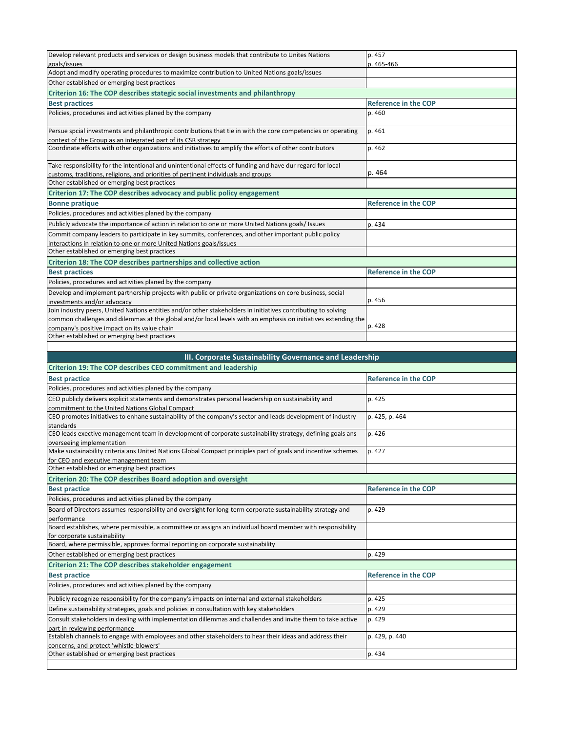| | |
|---|---|
| Develop relevant products and services or design business models that contribute to Unites Nations goals/issues | p. 457<br>p. 465-466 |
| Adopt and modify operating procedures to maximize contribution to United Nations goals/issues | |
| Other established or emerging best practices | |
| **Criterion 16: The COP describes stategic social investments and philanthropy** | |
| **Best practices** | **Reference in the COP** |
| Policies, procedures and activities planed by the company | p. 460 |
| Persue spcial investments and philanthropic contributions that tie in with the core competencies or operating context of the Group as an integrated part of its CSR strategy | p. 461 |
| Coordinate efforts with other organizations and initiatives to amplify the efforts of other contributors | p. 462 |
| Take responsibility for the intentional and unintentional effects of funding and have dur regard for local customs, traditions, religions, and priorities of pertinent individuals and groups | p. 464 |
| Other established or emerging best practices | |
| **Criterion 17: The COP describes advocacy and public policy engagement** | |
| **Bonne pratique** | **Reference in the COP** |
| Policies, procedures and activities planed by the company | |
| Publicly advocate the importance of action in relation to one or more United Nations goals/ Issues | p. 434 |
| Commit company leaders to participate in key summits, conferences, and other important public policy interactions in relation to one or more United Nations goals/issues | |
| Other established or emerging best practices | |
| **Criterion 18: The COP describes partnerships and collective action** | |
| **Best practices** | **Reference in the COP** |
| Policies, procedures and activities planed by the company | |
| Develop and implement partnership projects with public or private organizations on core business, social investments and/or advocacy | p. 456 |
| Join industry peers, United Nations entities and/or other stakeholders in initiatives contributing to solving common challenges and dilemmas at the global and/or local levels with an emphasis on initiatives extending the company's positive impact on its value chain | p. 428 |
| Other established or emerging best practices | |

## III. Corporate Sustainability Governance and Leadership

| | |
|---|---|
| **Criterion 19: The COP describes CEO commitment and leadership** | |
| **Best practice** | **Reference in the COP** |
| Policies, procedures and activities planed by the company | |
| CEO publicly delivers explicit statements and demonstrates personal leadership on sustainability and commitment to the United Nations Global Compact | p. 425 |
| CEO promotes initiatives to enhane sustainability of the company's sector and leads development of industry standards | p. 425, p. 464 |
| CEO leads exective management team in development of corporate sustainability strategy, defining goals ans overseeing implementation | p. 426 |
| Make sustainability criteria ans United Nations Global Compact principles part of goals and incentive schemes for CEO and executive management team | p. 427 |
| Other established or emerging best practices | |
| **Criterion 20: The COP describes Board adoption and oversight** | |
| **Best practice** | **Reference in the COP** |
| Policies, procedures and activities planed by the company | |
| Board of Directors assumes responsibility and oversight for long-term corporate sustainability strategy and performance | p. 429 |
| Board establishes, where permissible, a committee or assigns an individual board member with responsibility for corporate sustainability | |
| Board, where permissible, approves formal reporting on corporate sustainability | |
| Other established or emerging best practices | p. 429 |
| **Criterion 21: The COP describes stakeholder engagement** | |
| **Best practice** | **Reference in the COP** |
| Policies, procedures and activities planed by the company | |
| Publicly recognize responsibility for the company's impacts on internal and external stakeholders | p. 425 |
| Define sustainability strategies, goals and policies in consultation with key stakeholders | p. 429 |
| Consult stakeholders in dealing with implementation dillemmas and challendes and invite them to take active part in reviewing performance | p. 429 |
| Establish channels to engage with employees and other stakeholders to hear their ideas and address their concerns, and protect 'whistle-blowers' | p. 429, p. 440 |
| Other established or emerging best practices | p. 434 |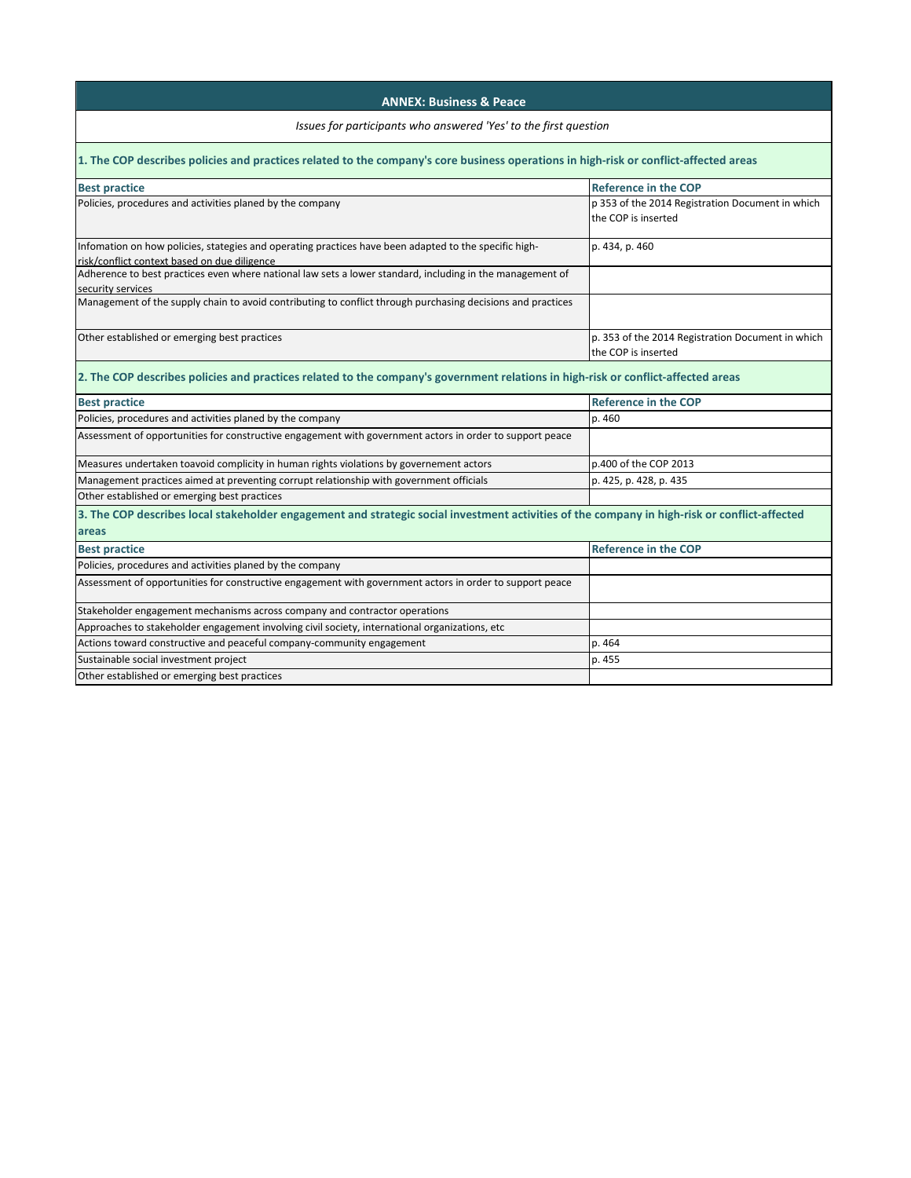## ANNEX: Business & Peace

*Issues for participants who answered 'Yes' to the first question*

### 1. The COP describes policies and practices related to the company's core business operations in high-risk or conflict-affected areas

| Best practice | Reference in the COP |
|---|---|
| Policies, procedures and activities planed by the company | p 353 of the 2014 Registration Document in which the COP is inserted |
| Infomation on how policies, stategies and operating practices have been adapted to the specific high-risk/conflict context based on due diligence | p. 434, p. 460 |
| Adherence to best practices even where national law sets a lower standard, including in the management of security services | |
| Management of the supply chain to avoid contributing to conflict through purchasing decisions and practices | |
| Other established or emerging best practices | p. 353 of the 2014 Registration Document in which the COP is inserted |

### 2. The COP describes policies and practices related to the company's government relations in high-risk or conflict-affected areas

| Best practice | Reference in the COP |
|---|---|
| Policies, procedures and activities planed by the company | p. 460 |
| Assessment of opportunities for constructive engagement with government actors in order to support peace | |
| Measures undertaken toavoid complicity in human rights violations by governement actors | p.400 of the COP 2013 |
| Management practices aimed at preventing corrupt relationship with government officials | p. 425, p. 428, p. 435 |
| Other established or emerging best practices | |

### 3. The COP describes local stakeholder engagement and strategic social investment activities of the company in high-risk or conflict-affected areas

| Best practice | Reference in the COP |
|---|---|
| Policies, procedures and activities planed by the company | |
| Assessment of opportunities for constructive engagement with government actors in order to support peace | |
| Stakeholder engagement mechanisms across company and contractor operations | |
| Approaches to stakeholder engagement involving civil society, international organizations, etc | |
| Actions toward constructive and peaceful company-community engagement | p. 464 |
| Sustainable social investment project | p. 455 |
| Other established or emerging best practices | |